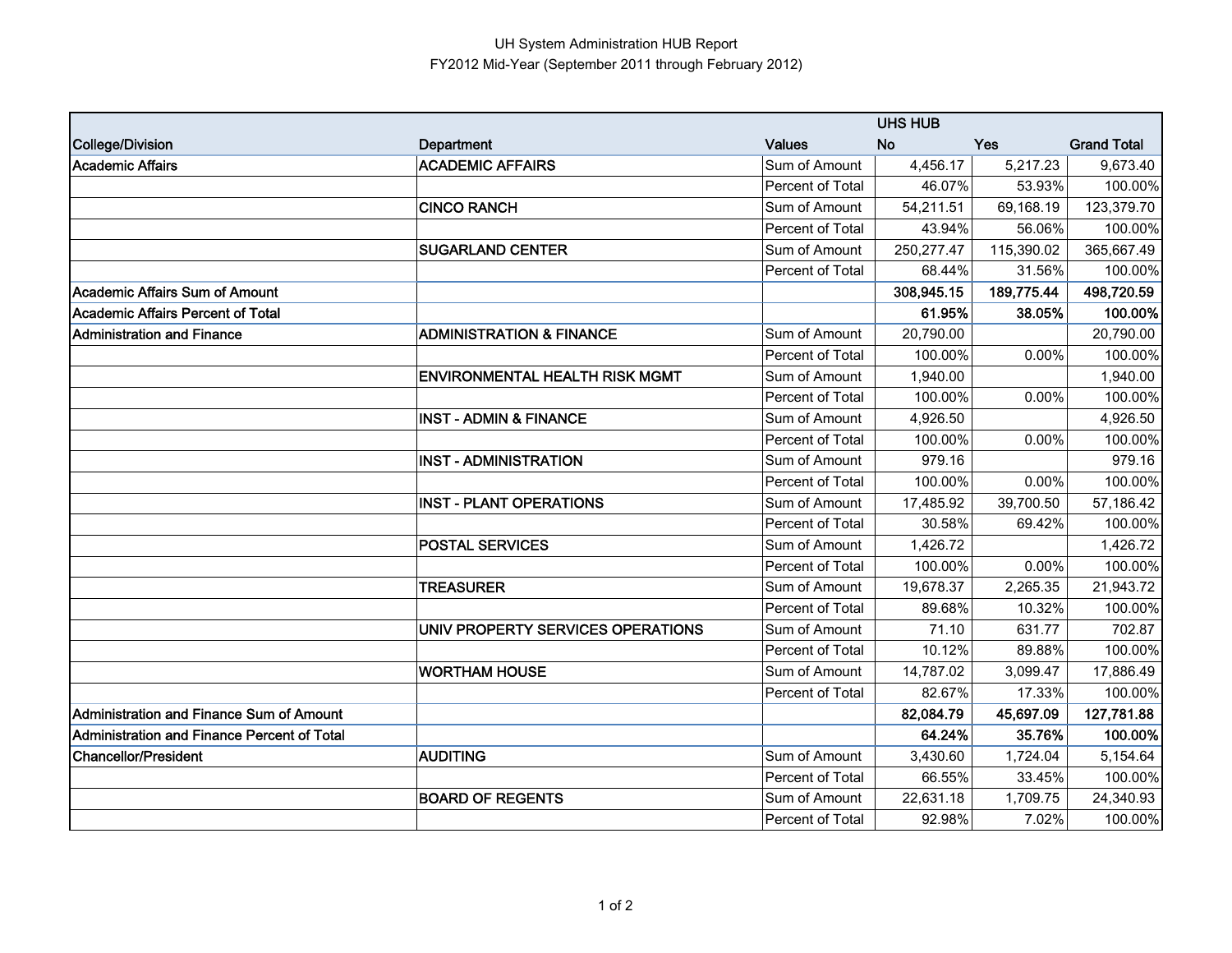UH System Administration HUB Report

FY2012 Mid-Year (September 2011 through February 2012)

| | | | UHS HUB | | |
|---|---|---|---|---|---|
| College/Division | Department | Values | No | Yes | Grand Total |
| Academic Affairs | ACADEMIC AFFAIRS | Sum of Amount | 4,456.17 | 5,217.23 | 9,673.40 |
| | | Percent of Total | 46.07% | 53.93% | 100.00% |
| | CINCO RANCH | Sum of Amount | 54,211.51 | 69,168.19 | 123,379.70 |
| | | Percent of Total | 43.94% | 56.06% | 100.00% |
| | SUGARLAND CENTER | Sum of Amount | 250,277.47 | 115,390.02 | 365,667.49 |
| | | Percent of Total | 68.44% | 31.56% | 100.00% |
| **Academic Affairs Sum of Amount** | | | **308,945.15** | **189,775.44** | **498,720.59** |
| **Academic Affairs Percent of Total** | | | **61.95%** | **38.05%** | **100.00%** |
| Administration and Finance | ADMINISTRATION & FINANCE | Sum of Amount | 20,790.00 | | 20,790.00 |
| | | Percent of Total | 100.00% | 0.00% | 100.00% |
| | ENVIRONMENTAL HEALTH RISK MGMT | Sum of Amount | 1,940.00 | | 1,940.00 |
| | | Percent of Total | 100.00% | 0.00% | 100.00% |
| | INST - ADMIN & FINANCE | Sum of Amount | 4,926.50 | | 4,926.50 |
| | | Percent of Total | 100.00% | 0.00% | 100.00% |
| | INST - ADMINISTRATION | Sum of Amount | 979.16 | | 979.16 |
| | | Percent of Total | 100.00% | 0.00% | 100.00% |
| | INST - PLANT OPERATIONS | Sum of Amount | 17,485.92 | 39,700.50 | 57,186.42 |
| | | Percent of Total | 30.58% | 69.42% | 100.00% |
| | POSTAL SERVICES | Sum of Amount | 1,426.72 | | 1,426.72 |
| | | Percent of Total | 100.00% | 0.00% | 100.00% |
| | TREASURER | Sum of Amount | 19,678.37 | 2,265.35 | 21,943.72 |
| | | Percent of Total | 89.68% | 10.32% | 100.00% |
| | UNIV PROPERTY SERVICES OPERATIONS | Sum of Amount | 71.10 | 631.77 | 702.87 |
| | | Percent of Total | 10.12% | 89.88% | 100.00% |
| | WORTHAM HOUSE | Sum of Amount | 14,787.02 | 3,099.47 | 17,886.49 |
| | | Percent of Total | 82.67% | 17.33% | 100.00% |
| **Administration and Finance Sum of Amount** | | | **82,084.79** | **45,697.09** | **127,781.88** |
| **Administration and Finance Percent of Total** | | | **64.24%** | **35.76%** | **100.00%** |
| Chancellor/President | AUDITING | Sum of Amount | 3,430.60 | 1,724.04 | 5,154.64 |
| | | Percent of Total | 66.55% | 33.45% | 100.00% |
| | BOARD OF REGENTS | Sum of Amount | 22,631.18 | 1,709.75 | 24,340.93 |
| | | Percent of Total | 92.98% | 7.02% | 100.00% |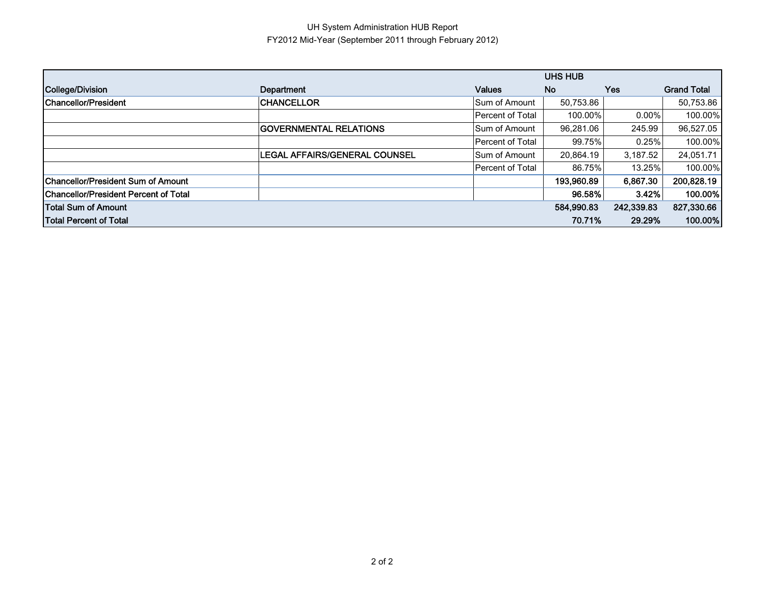UH System Administration HUB Report
FY2012 Mid-Year (September 2011 through February 2012)

| | | | UHS HUB | | |
|---|---|---|---|---|---|
| **College/Division** | **Department** | **Values** | **No** | **Yes** | **Grand Total** |
| **Chancellor/President** | **CHANCELLOR** | Sum of Amount | 50,753.86 | | 50,753.86 |
| | | Percent of Total | 100.00% | 0.00% | 100.00% |
| | **GOVERNMENTAL RELATIONS** | Sum of Amount | 96,281.06 | 245.99 | 96,527.05 |
| | | Percent of Total | 99.75% | 0.25% | 100.00% |
| | **LEGAL AFFAIRS/GENERAL COUNSEL** | Sum of Amount | 20,864.19 | 3,187.52 | 24,051.71 |
| | | Percent of Total | 86.75% | 13.25% | 100.00% |
| **Chancellor/President Sum of Amount** | | | **193,960.89** | **6,867.30** | **200,828.19** |
| **Chancellor/President Percent of Total** | | | **96.58%** | **3.42%** | **100.00%** |
| **Total Sum of Amount** | | | **584,990.83** | **242,339.83** | **827,330.66** |
| **Total Percent of Total** | | | **70.71%** | **29.29%** | **100.00%** |